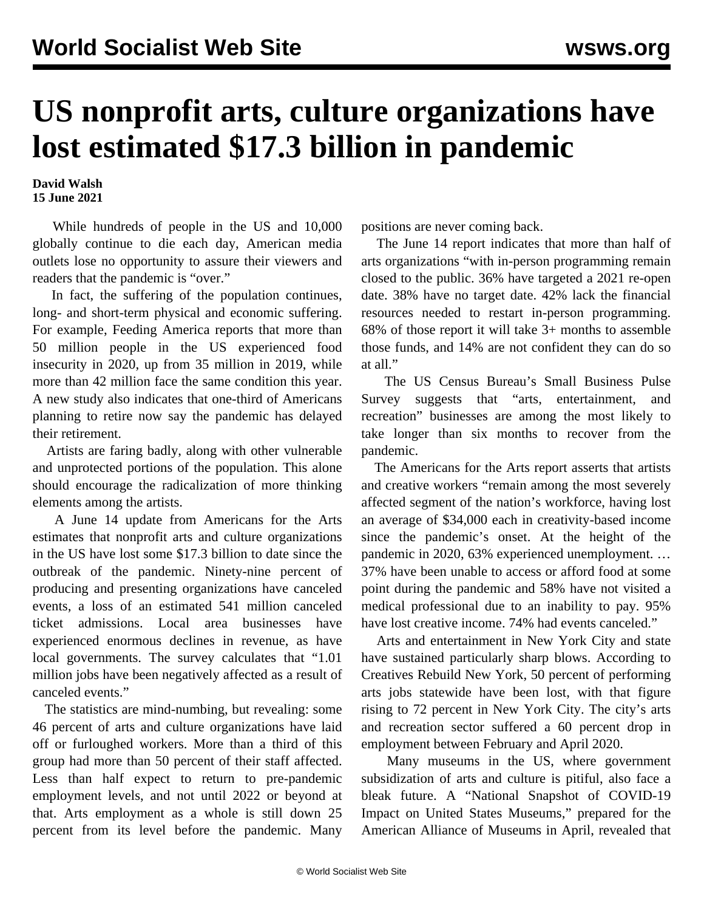# US nonprofit arts, culture organizations have lost estimated $17.3 billion in pandemic

**David Walsh**
**15 June 2021**

While hundreds of people in the US and 10,000 globally continue to die each day, American media outlets lose no opportunity to assure their viewers and readers that the pandemic is "over."

In fact, the suffering of the population continues, long- and short-term physical and economic suffering. For example, Feeding America reports that more than 50 million people in the US experienced food insecurity in 2020, up from 35 million in 2019, while more than 42 million face the same condition this year. A new study also indicates that one-third of Americans planning to retire now say the pandemic has delayed their retirement.

Artists are faring badly, along with other vulnerable and unprotected portions of the population. This alone should encourage the radicalization of more thinking elements among the artists.

A June 14 update from Americans for the Arts estimates that nonprofit arts and culture organizations in the US have lost some $17.3 billion to date since the outbreak of the pandemic. Ninety-nine percent of producing and presenting organizations have canceled events, a loss of an estimated 541 million canceled ticket admissions. Local area businesses have experienced enormous declines in revenue, as have local governments. The survey calculates that "1.01 million jobs have been negatively affected as a result of canceled events."

The statistics are mind-numbing, but revealing: some 46 percent of arts and culture organizations have laid off or furloughed workers. More than a third of this group had more than 50 percent of their staff affected. Less than half expect to return to pre-pandemic employment levels, and not until 2022 or beyond at that. Arts employment as a whole is still down 25 percent from its level before the pandemic. Many positions are never coming back.

The June 14 report indicates that more than half of arts organizations "with in-person programming remain closed to the public. 36% have targeted a 2021 re-open date. 38% have no target date. 42% lack the financial resources needed to restart in-person programming. 68% of those report it will take 3+ months to assemble those funds, and 14% are not confident they can do so at all."

The US Census Bureau's Small Business Pulse Survey suggests that "arts, entertainment, and recreation" businesses are among the most likely to take longer than six months to recover from the pandemic.

The Americans for the Arts report asserts that artists and creative workers "remain among the most severely affected segment of the nation's workforce, having lost an average of $34,000 each in creativity-based income since the pandemic's onset. At the height of the pandemic in 2020, 63% experienced unemployment. … 37% have been unable to access or afford food at some point during the pandemic and 58% have not visited a medical professional due to an inability to pay. 95% have lost creative income. 74% had events canceled."

Arts and entertainment in New York City and state have sustained particularly sharp blows. According to Creatives Rebuild New York, 50 percent of performing arts jobs statewide have been lost, with that figure rising to 72 percent in New York City. The city's arts and recreation sector suffered a 60 percent drop in employment between February and April 2020.

Many museums in the US, where government subsidization of arts and culture is pitiful, also face a bleak future. A "National Snapshot of COVID-19 Impact on United States Museums," prepared for the American Alliance of Museums in April, revealed that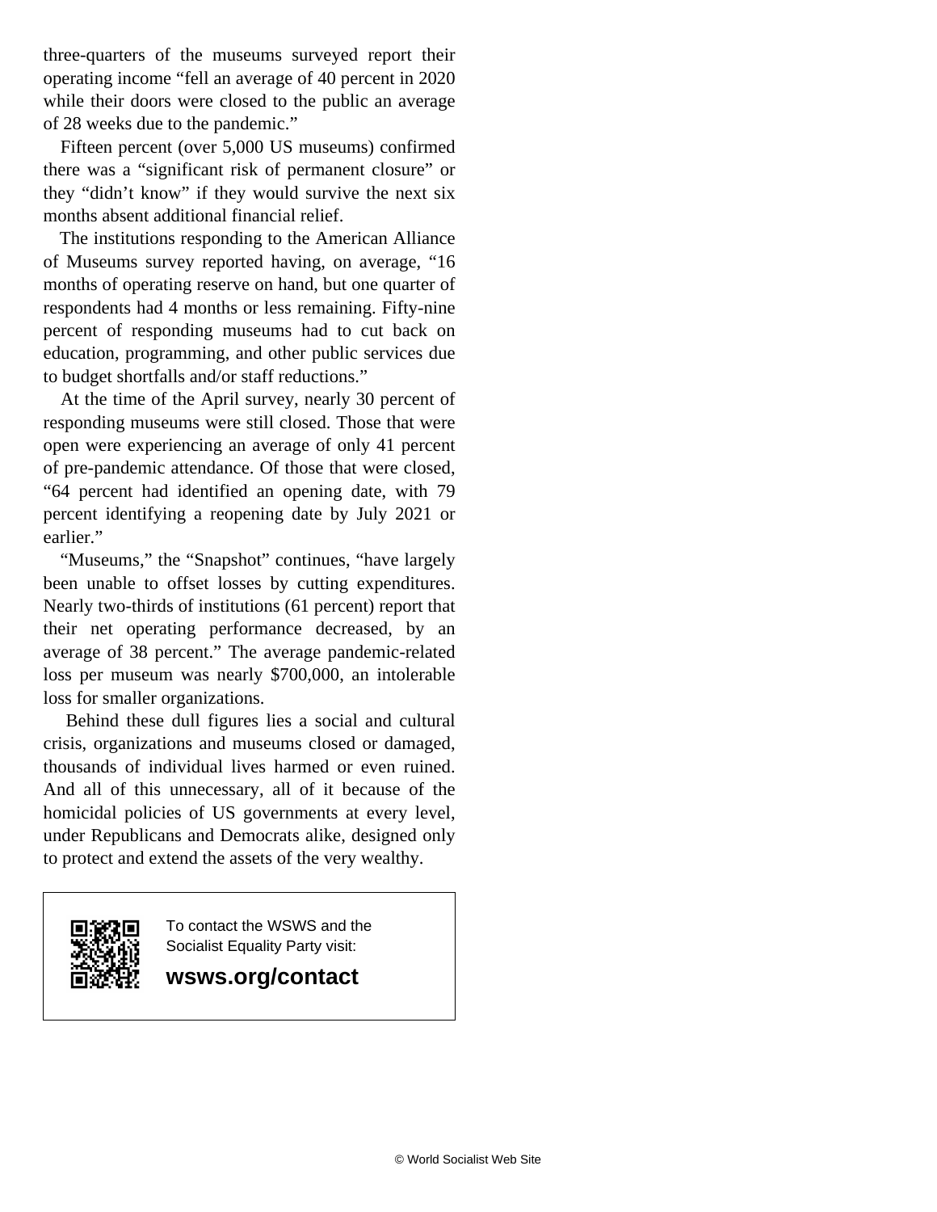three-quarters of the museums surveyed report their operating income "fell an average of 40 percent in 2020 while their doors were closed to the public an average of 28 weeks due to the pandemic."

Fifteen percent (over 5,000 US museums) confirmed there was a "significant risk of permanent closure" or they "didn't know" if they would survive the next six months absent additional financial relief.

The institutions responding to the American Alliance of Museums survey reported having, on average, "16 months of operating reserve on hand, but one quarter of respondents had 4 months or less remaining. Fifty-nine percent of responding museums had to cut back on education, programming, and other public services due to budget shortfalls and/or staff reductions."

At the time of the April survey, nearly 30 percent of responding museums were still closed. Those that were open were experiencing an average of only 41 percent of pre-pandemic attendance. Of those that were closed, "64 percent had identified an opening date, with 79 percent identifying a reopening date by July 2021 or earlier."

"Museums," the "Snapshot" continues, "have largely been unable to offset losses by cutting expenditures. Nearly two-thirds of institutions (61 percent) report that their net operating performance decreased, by an average of 38 percent." The average pandemic-related loss per museum was nearly $700,000, an intolerable loss for smaller organizations.

Behind these dull figures lies a social and cultural crisis, organizations and museums closed or damaged, thousands of individual lives harmed or even ruined. And all of this unnecessary, all of it because of the homicidal policies of US governments at every level, under Republicans and Democrats alike, designed only to protect and extend the assets of the very wealthy.

To contact the WSWS and the Socialist Equality Party visit:

**wsws.org/contact**

© World Socialist Web Site